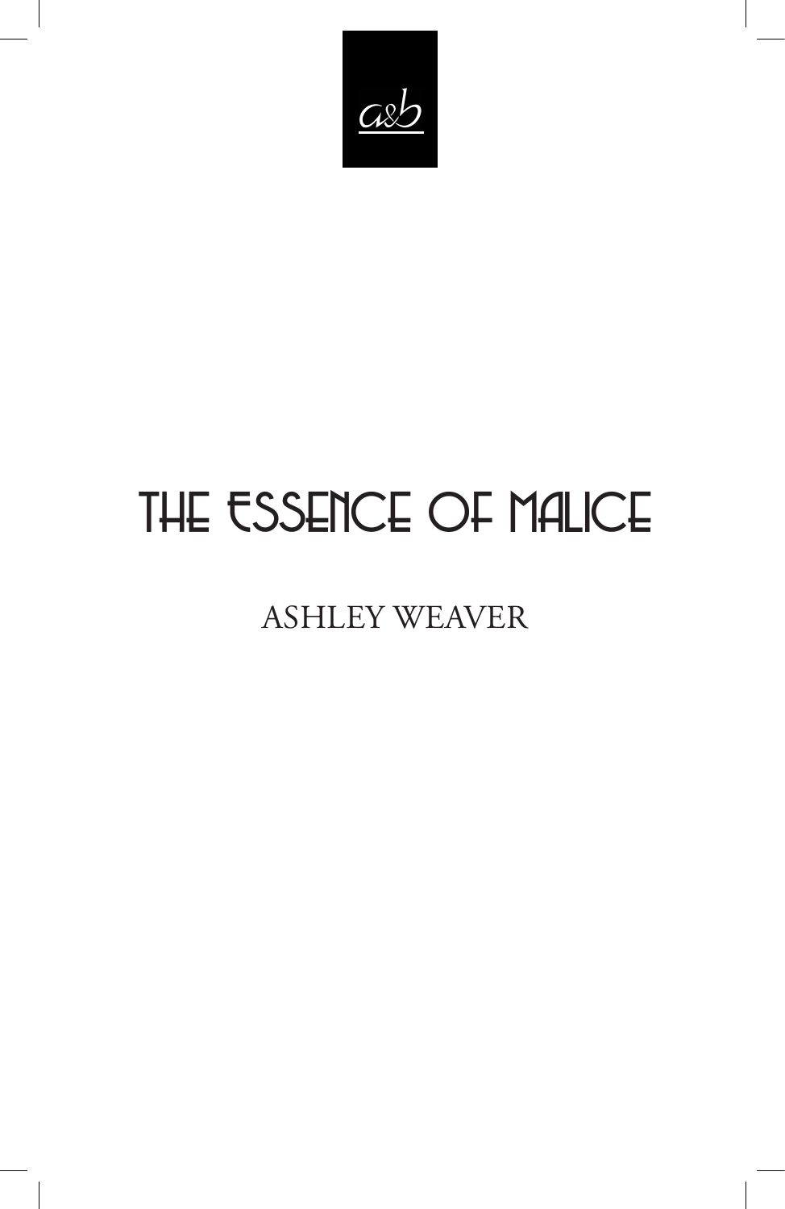a&b

# THE ESSENCE OF MALICE

ASHLEY WEAVER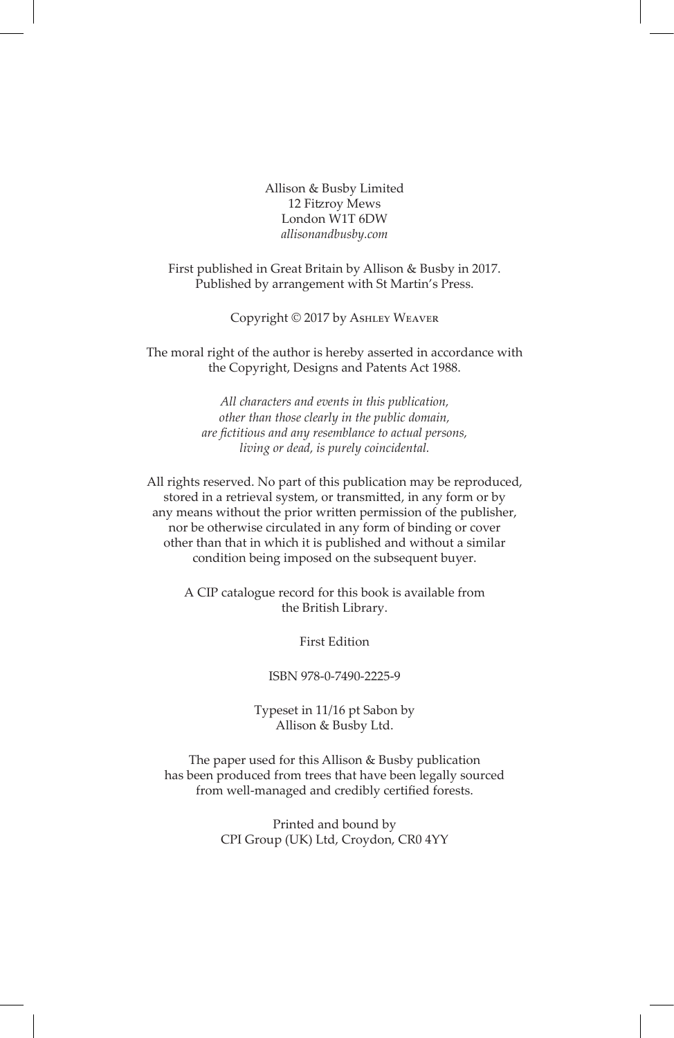Allison & Busby Limited
12 Fitzroy Mews
London W1T 6DW
*allisonandbusby.com*

First published in Great Britain by Allison & Busby in 2017.
Published by arrangement with St Martin's Press.

Copyright © 2017 by Ashley Weaver

The moral right of the author is hereby asserted in accordance with the Copyright, Designs and Patents Act 1988.

*All characters and events in this publication, other than those clearly in the public domain, are fictitious and any resemblance to actual persons, living or dead, is purely coincidental.*

All rights reserved. No part of this publication may be reproduced, stored in a retrieval system, or transmitted, in any form or by any means without the prior written permission of the publisher, nor be otherwise circulated in any form of binding or cover other than that in which it is published and without a similar condition being imposed on the subsequent buyer.

A CIP catalogue record for this book is available from the British Library.

First Edition

ISBN 978-0-7490-2225-9

Typeset in 11/16 pt Sabon by
Allison & Busby Ltd.

The paper used for this Allison & Busby publication has been produced from trees that have been legally sourced from well-managed and credibly certified forests.

Printed and bound by
CPI Group (UK) Ltd, Croydon, CR0 4YY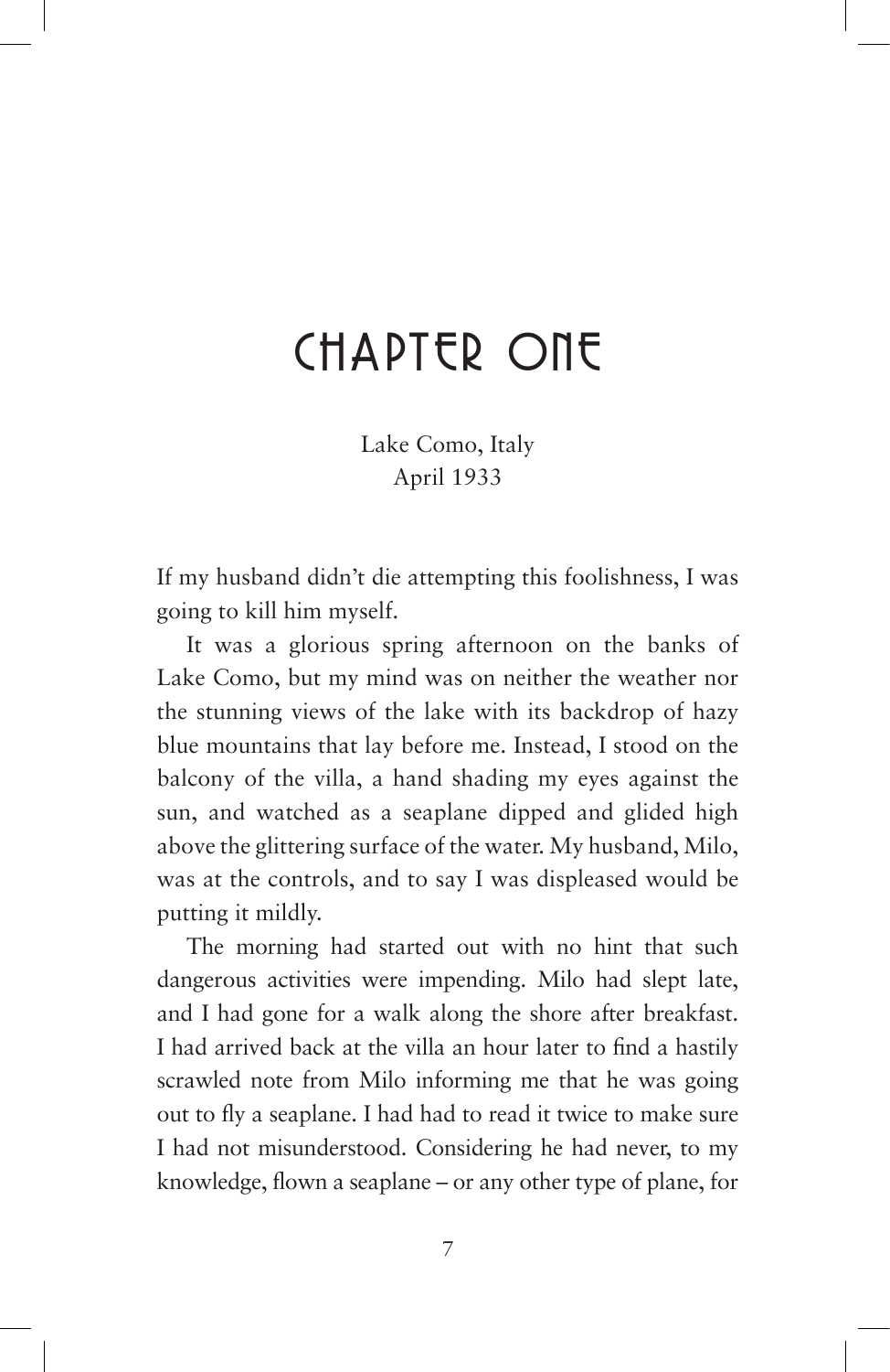# CHAPTER ONE

Lake Como, Italy
April 1933

If my husband didn't die attempting this foolishness, I was going to kill him myself.

It was a glorious spring afternoon on the banks of Lake Como, but my mind was on neither the weather nor the stunning views of the lake with its backdrop of hazy blue mountains that lay before me. Instead, I stood on the balcony of the villa, a hand shading my eyes against the sun, and watched as a seaplane dipped and glided high above the glittering surface of the water. My husband, Milo, was at the controls, and to say I was displeased would be putting it mildly.

The morning had started out with no hint that such dangerous activities were impending. Milo had slept late, and I had gone for a walk along the shore after breakfast. I had arrived back at the villa an hour later to find a hastily scrawled note from Milo informing me that he was going out to fly a seaplane. I had had to read it twice to make sure I had not misunderstood. Considering he had never, to my knowledge, flown a seaplane – or any other type of plane, for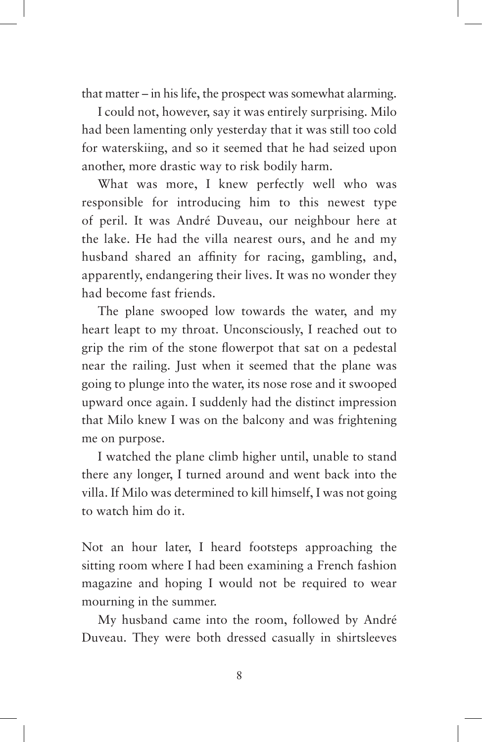that matter – in his life, the prospect was somewhat alarming.

I could not, however, say it was entirely surprising. Milo had been lamenting only yesterday that it was still too cold for waterskiing, and so it seemed that he had seized upon another, more drastic way to risk bodily harm.

What was more, I knew perfectly well who was responsible for introducing him to this newest type of peril. It was André Duveau, our neighbour here at the lake. He had the villa nearest ours, and he and my husband shared an affinity for racing, gambling, and, apparently, endangering their lives. It was no wonder they had become fast friends.

The plane swooped low towards the water, and my heart leapt to my throat. Unconsciously, I reached out to grip the rim of the stone flowerpot that sat on a pedestal near the railing. Just when it seemed that the plane was going to plunge into the water, its nose rose and it swooped upward once again. I suddenly had the distinct impression that Milo knew I was on the balcony and was frightening me on purpose.

I watched the plane climb higher until, unable to stand there any longer, I turned around and went back into the villa. If Milo was determined to kill himself, I was not going to watch him do it.

Not an hour later, I heard footsteps approaching the sitting room where I had been examining a French fashion magazine and hoping I would not be required to wear mourning in the summer.

My husband came into the room, followed by André Duveau. They were both dressed casually in shirtsleeves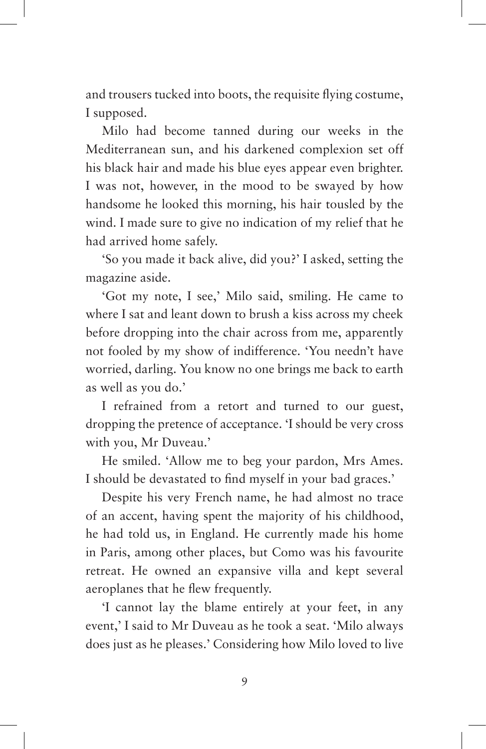and trousers tucked into boots, the requisite flying costume, I supposed.

Milo had become tanned during our weeks in the Mediterranean sun, and his darkened complexion set off his black hair and made his blue eyes appear even brighter. I was not, however, in the mood to be swayed by how handsome he looked this morning, his hair tousled by the wind. I made sure to give no indication of my relief that he had arrived home safely.

'So you made it back alive, did you?' I asked, setting the magazine aside.

'Got my note, I see,' Milo said, smiling. He came to where I sat and leant down to brush a kiss across my cheek before dropping into the chair across from me, apparently not fooled by my show of indifference. 'You needn't have worried, darling. You know no one brings me back to earth as well as you do.'

I refrained from a retort and turned to our guest, dropping the pretence of acceptance. 'I should be very cross with you, Mr Duveau.'

He smiled. 'Allow me to beg your pardon, Mrs Ames. I should be devastated to find myself in your bad graces.'

Despite his very French name, he had almost no trace of an accent, having spent the majority of his childhood, he had told us, in England. He currently made his home in Paris, among other places, but Como was his favourite retreat. He owned an expansive villa and kept several aeroplanes that he flew frequently.

'I cannot lay the blame entirely at your feet, in any event,' I said to Mr Duveau as he took a seat. 'Milo always does just as he pleases.' Considering how Milo loved to live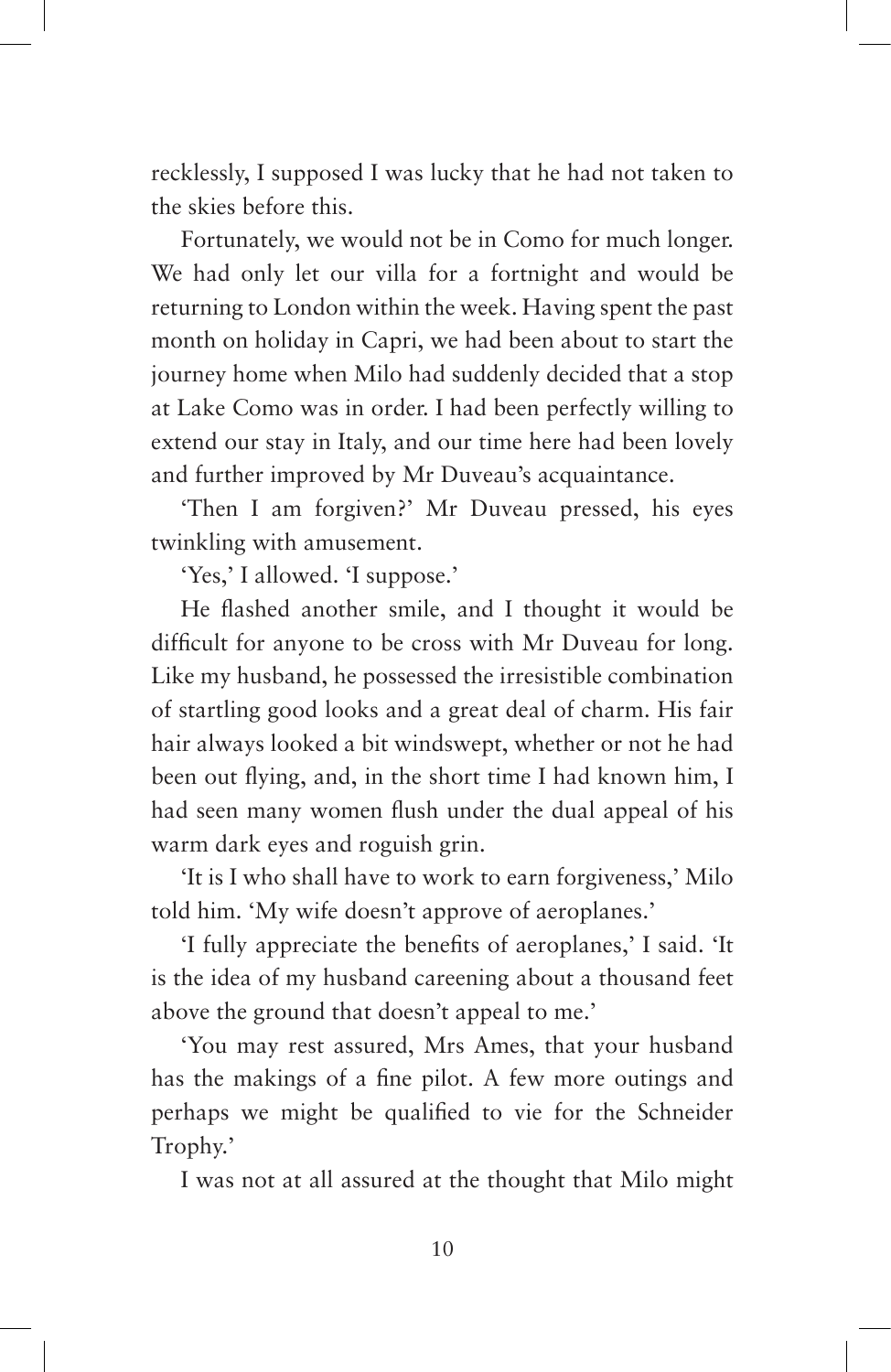recklessly, I supposed I was lucky that he had not taken to the skies before this.

Fortunately, we would not be in Como for much longer. We had only let our villa for a fortnight and would be returning to London within the week. Having spent the past month on holiday in Capri, we had been about to start the journey home when Milo had suddenly decided that a stop at Lake Como was in order. I had been perfectly willing to extend our stay in Italy, and our time here had been lovely and further improved by Mr Duveau's acquaintance.

'Then I am forgiven?' Mr Duveau pressed, his eyes twinkling with amusement.

'Yes,' I allowed. 'I suppose.'

He flashed another smile, and I thought it would be difficult for anyone to be cross with Mr Duveau for long. Like my husband, he possessed the irresistible combination of startling good looks and a great deal of charm. His fair hair always looked a bit windswept, whether or not he had been out flying, and, in the short time I had known him, I had seen many women flush under the dual appeal of his warm dark eyes and roguish grin.

'It is I who shall have to work to earn forgiveness,' Milo told him. 'My wife doesn't approve of aeroplanes.'

'I fully appreciate the benefits of aeroplanes,' I said. 'It is the idea of my husband careening about a thousand feet above the ground that doesn't appeal to me.'

'You may rest assured, Mrs Ames, that your husband has the makings of a fine pilot. A few more outings and perhaps we might be qualified to vie for the Schneider Trophy.'

I was not at all assured at the thought that Milo might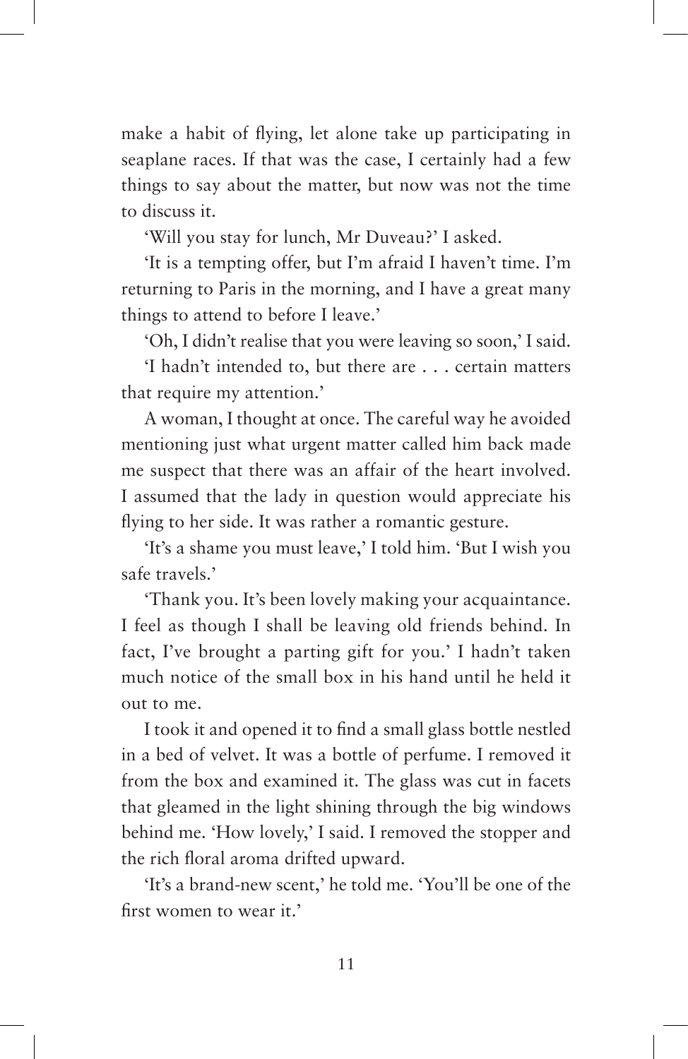make a habit of flying, let alone take up participating in seaplane races. If that was the case, I certainly had a few things to say about the matter, but now was not the time to discuss it.

'Will you stay for lunch, Mr Duveau?' I asked.

'It is a tempting offer, but I'm afraid I haven't time. I'm returning to Paris in the morning, and I have a great many things to attend to before I leave.'

'Oh, I didn't realise that you were leaving so soon,' I said.

'I hadn't intended to, but there are . . . certain matters that require my attention.'

A woman, I thought at once. The careful way he avoided mentioning just what urgent matter called him back made me suspect that there was an affair of the heart involved. I assumed that the lady in question would appreciate his flying to her side. It was rather a romantic gesture.

'It's a shame you must leave,' I told him. 'But I wish you safe travels.'

'Thank you. It's been lovely making your acquaintance. I feel as though I shall be leaving old friends behind. In fact, I've brought a parting gift for you.' I hadn't taken much notice of the small box in his hand until he held it out to me.

I took it and opened it to find a small glass bottle nestled in a bed of velvet. It was a bottle of perfume. I removed it from the box and examined it. The glass was cut in facets that gleamed in the light shining through the big windows behind me. 'How lovely,' I said. I removed the stopper and the rich floral aroma drifted upward.

'It's a brand-new scent,' he told me. 'You'll be one of the first women to wear it.'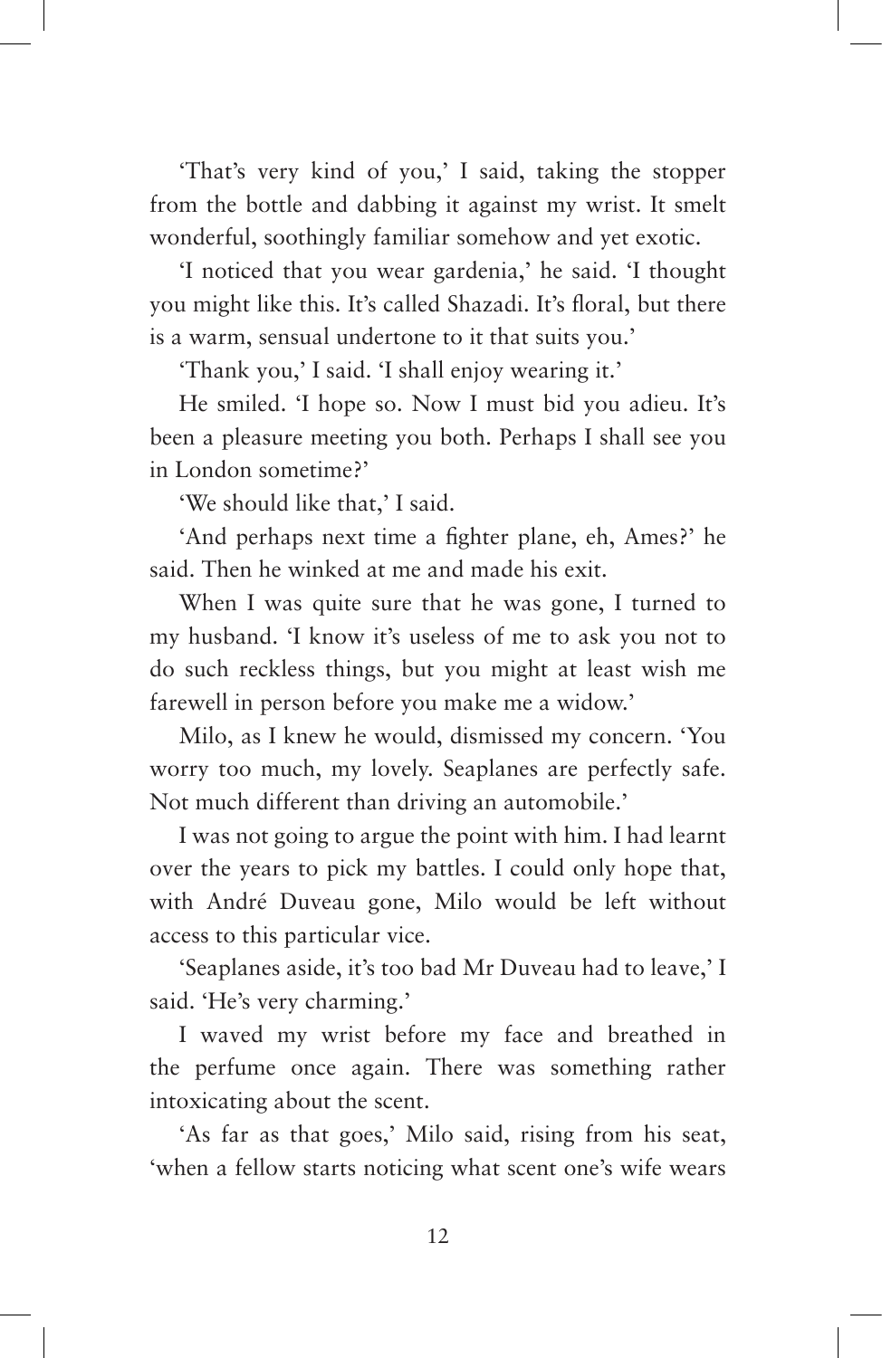'That's very kind of you,' I said, taking the stopper from the bottle and dabbing it against my wrist. It smelt wonderful, soothingly familiar somehow and yet exotic.

'I noticed that you wear gardenia,' he said. 'I thought you might like this. It's called Shazadi. It's floral, but there is a warm, sensual undertone to it that suits you.'

'Thank you,' I said. 'I shall enjoy wearing it.'

He smiled. 'I hope so. Now I must bid you adieu. It's been a pleasure meeting you both. Perhaps I shall see you in London sometime?'

'We should like that,' I said.

'And perhaps next time a fighter plane, eh, Ames?' he said. Then he winked at me and made his exit.

When I was quite sure that he was gone, I turned to my husband. 'I know it's useless of me to ask you not to do such reckless things, but you might at least wish me farewell in person before you make me a widow.'

Milo, as I knew he would, dismissed my concern. 'You worry too much, my lovely. Seaplanes are perfectly safe. Not much different than driving an automobile.'

I was not going to argue the point with him. I had learnt over the years to pick my battles. I could only hope that, with André Duveau gone, Milo would be left without access to this particular vice.

'Seaplanes aside, it's too bad Mr Duveau had to leave,' I said. 'He's very charming.'

I waved my wrist before my face and breathed in the perfume once again. There was something rather intoxicating about the scent.

'As far as that goes,' Milo said, rising from his seat, 'when a fellow starts noticing what scent one's wife wears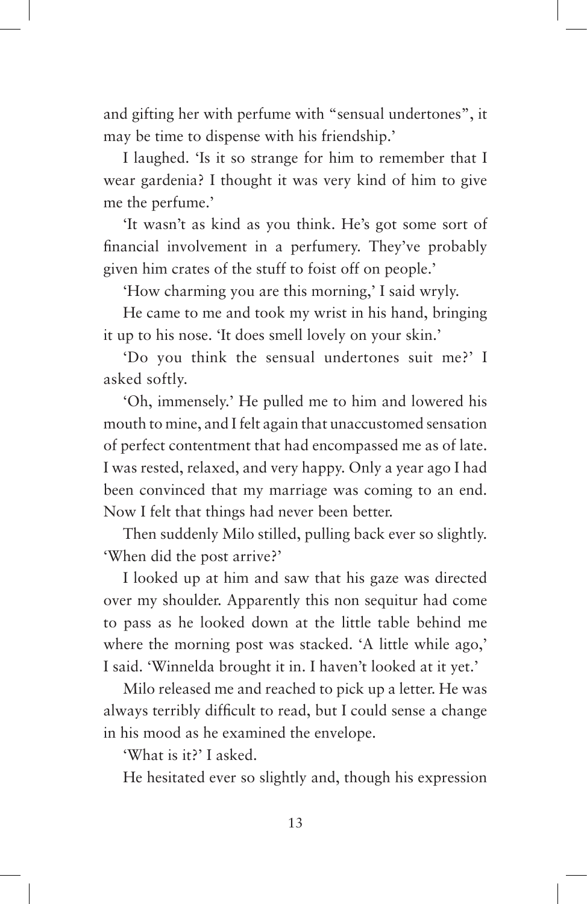and gifting her with perfume with "sensual undertones", it may be time to dispense with his friendship.'

I laughed. 'Is it so strange for him to remember that I wear gardenia? I thought it was very kind of him to give me the perfume.'

'It wasn't as kind as you think. He's got some sort of financial involvement in a perfumery. They've probably given him crates of the stuff to foist off on people.'

'How charming you are this morning,' I said wryly.

He came to me and took my wrist in his hand, bringing it up to his nose. 'It does smell lovely on your skin.'

'Do you think the sensual undertones suit me?' I asked softly.

'Oh, immensely.' He pulled me to him and lowered his mouth to mine, and I felt again that unaccustomed sensation of perfect contentment that had encompassed me as of late. I was rested, relaxed, and very happy. Only a year ago I had been convinced that my marriage was coming to an end. Now I felt that things had never been better.

Then suddenly Milo stilled, pulling back ever so slightly. 'When did the post arrive?'

I looked up at him and saw that his gaze was directed over my shoulder. Apparently this non sequitur had come to pass as he looked down at the little table behind me where the morning post was stacked. 'A little while ago,' I said. 'Winnelda brought it in. I haven't looked at it yet.'

Milo released me and reached to pick up a letter. He was always terribly difficult to read, but I could sense a change in his mood as he examined the envelope.

'What is it?' I asked.

He hesitated ever so slightly and, though his expression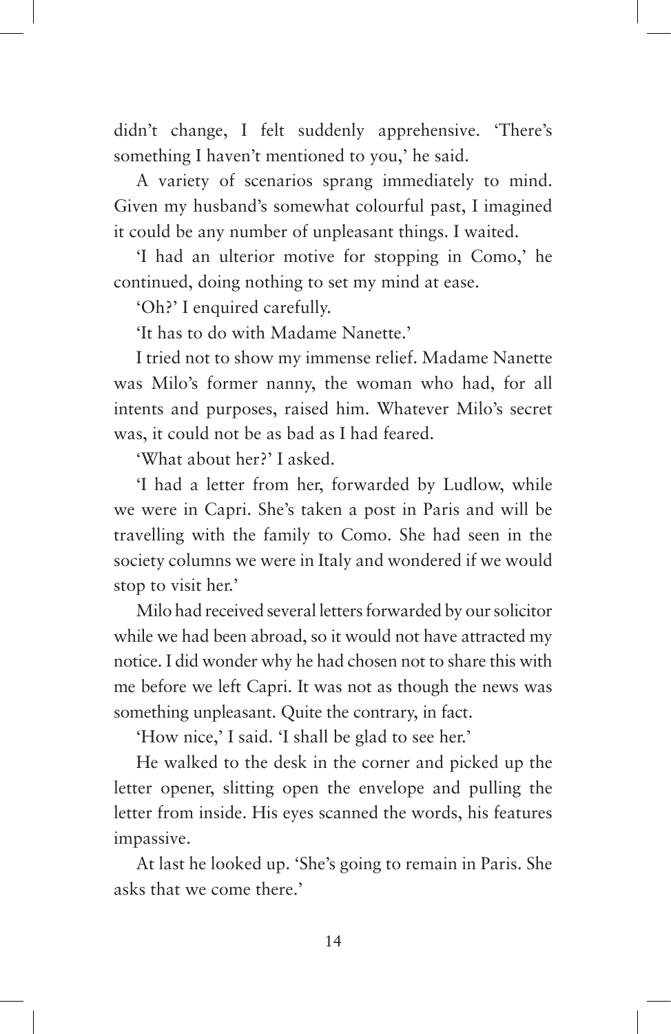didn't change, I felt suddenly apprehensive. 'There's something I haven't mentioned to you,' he said.

A variety of scenarios sprang immediately to mind. Given my husband's somewhat colourful past, I imagined it could be any number of unpleasant things. I waited.

'I had an ulterior motive for stopping in Como,' he continued, doing nothing to set my mind at ease.

'Oh?' I enquired carefully.

'It has to do with Madame Nanette.'

I tried not to show my immense relief. Madame Nanette was Milo's former nanny, the woman who had, for all intents and purposes, raised him. Whatever Milo's secret was, it could not be as bad as I had feared.

'What about her?' I asked.

'I had a letter from her, forwarded by Ludlow, while we were in Capri. She's taken a post in Paris and will be travelling with the family to Como. She had seen in the society columns we were in Italy and wondered if we would stop to visit her.'

Milo had received several letters forwarded by our solicitor while we had been abroad, so it would not have attracted my notice. I did wonder why he had chosen not to share this with me before we left Capri. It was not as though the news was something unpleasant. Quite the contrary, in fact.

'How nice,' I said. 'I shall be glad to see her.'

He walked to the desk in the corner and picked up the letter opener, slitting open the envelope and pulling the letter from inside. His eyes scanned the words, his features impassive.

At last he looked up. 'She's going to remain in Paris. She asks that we come there.'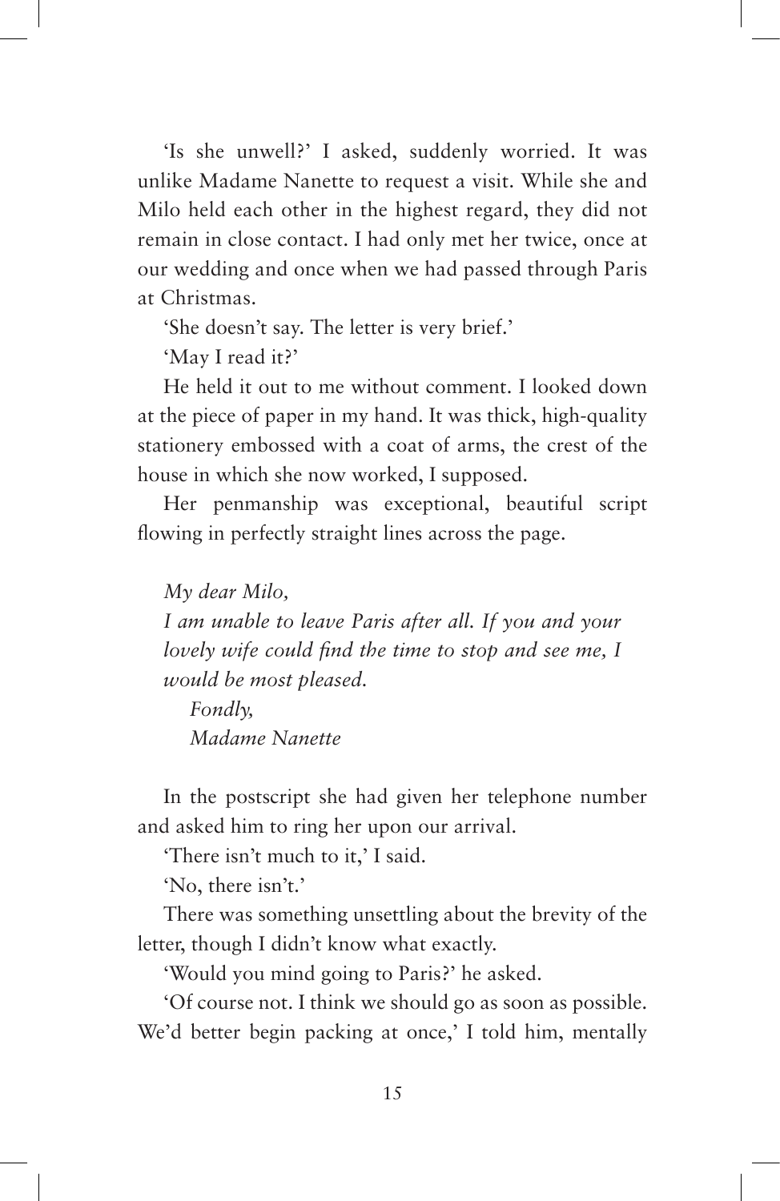'Is she unwell?' I asked, suddenly worried. It was unlike Madame Nanette to request a visit. While she and Milo held each other in the highest regard, they did not remain in close contact. I had only met her twice, once at our wedding and once when we had passed through Paris at Christmas.

'She doesn't say. The letter is very brief.'

'May I read it?'

He held it out to me without comment. I looked down at the piece of paper in my hand. It was thick, high-quality stationery embossed with a coat of arms, the crest of the house in which she now worked, I supposed.

Her penmanship was exceptional, beautiful script flowing in perfectly straight lines across the page.

*My dear Milo,*
*I am unable to leave Paris after all. If you and your lovely wife could find the time to stop and see me, I would be most pleased.*
*Fondly,*
*Madame Nanette*

In the postscript she had given her telephone number and asked him to ring her upon our arrival.

'There isn't much to it,' I said.

'No, there isn't.'

There was something unsettling about the brevity of the letter, though I didn't know what exactly.

'Would you mind going to Paris?' he asked.

'Of course not. I think we should go as soon as possible. We'd better begin packing at once,' I told him, mentally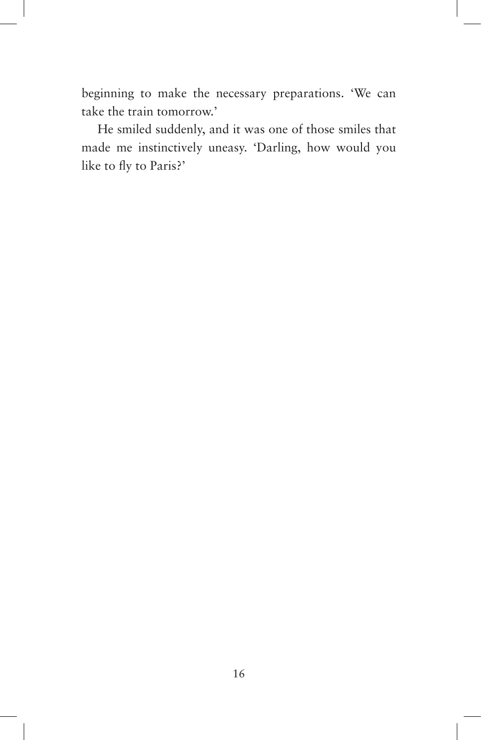beginning to make the necessary preparations. 'We can take the train tomorrow.'

He smiled suddenly, and it was one of those smiles that made me instinctively uneasy. 'Darling, how would you like to fly to Paris?'